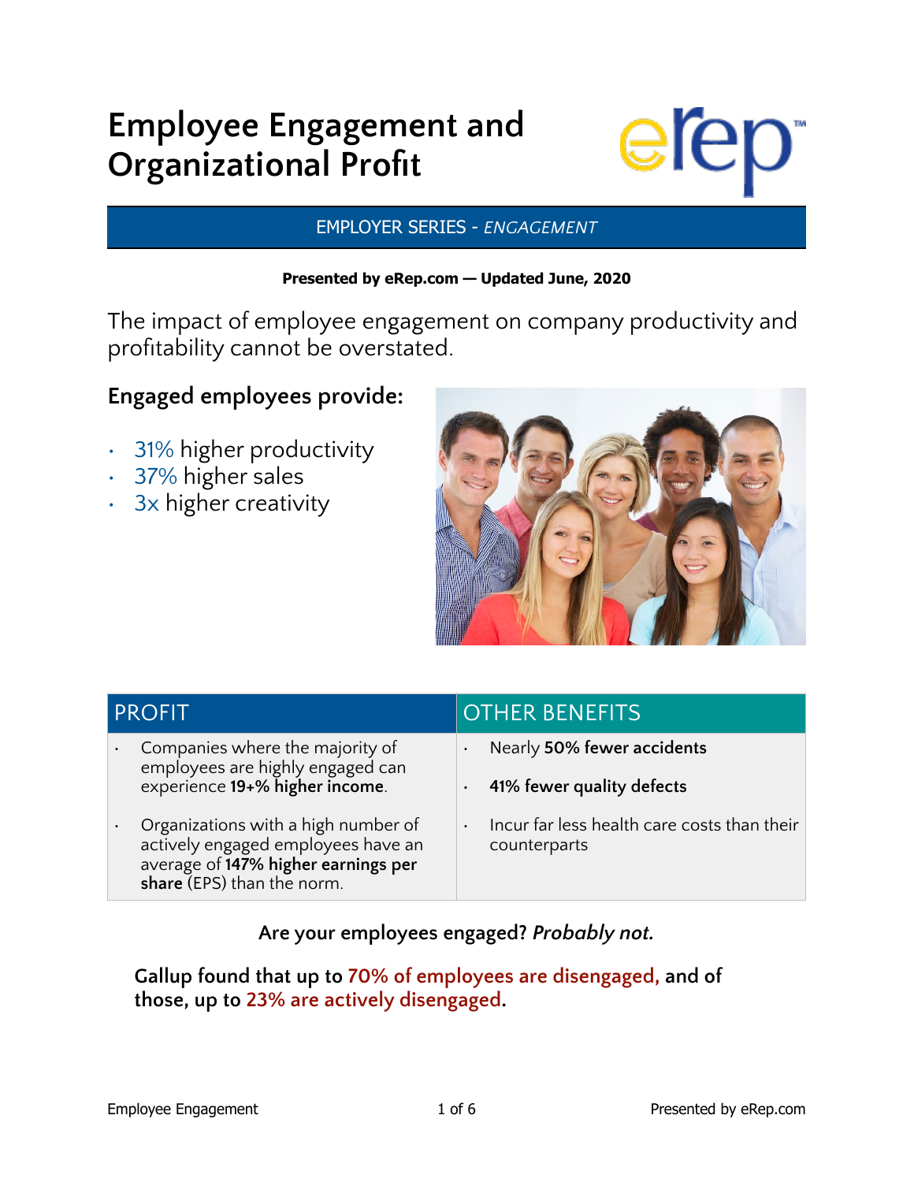# Employee Engagement and Organizational Profit

EMPLOYER SERIES - *ENGAGEMENT*

**Presented by eRep.com — Updated June, 2020**

The impact of employee engagement on company productivity and profitability cannot be overstated.

## Engaged employees provide:

- 31% higher productivity
- 37% higher sales
- 3x higher creativity

| PROFIT | OTHER BENEFITS |
|---|---|
| • Companies where the majority of employees are highly engaged can experience **19+% higher income**. | • Nearly **50% fewer accidents** |
| • Organizations with a high number of actively engaged employees have an average of **147% higher earnings per share** (EPS) than the norm. | • **41% fewer quality defects** |
| | • Incur far less health care costs than their counterparts |

**Are your employees engaged? *Probably not.***

**Gallup found that up to 70% of employees are disengaged, and of those, up to 23% are actively disengaged.**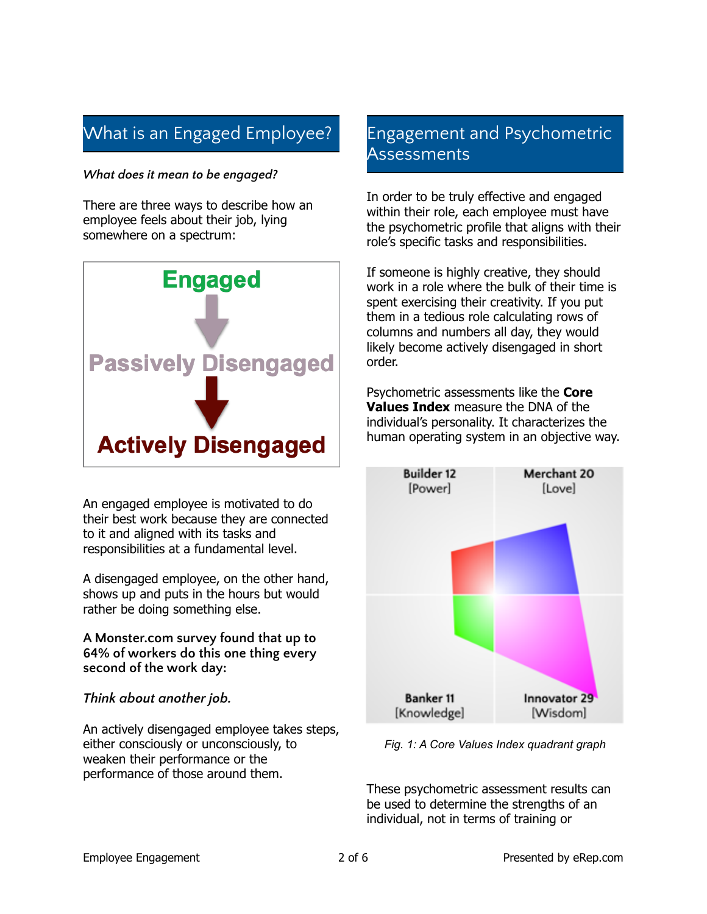## What is an Engaged Employee?

***What does it mean to be engaged?***

There are three ways to describe how an employee feels about their job, lying somewhere on a spectrum:

**Engaged**

↓

**Passively Disengaged**

↓

**Actively Disengaged**

An engaged employee is motivated to do their best work because they are connected to it and aligned with its tasks and responsibilities at a fundamental level.

A disengaged employee, on the other hand, shows up and puts in the hours but would rather be doing something else.

**A Monster.com survey found that up to 64% of workers do this one thing every second of the work day:**

*Think about another job.*

An actively disengaged employee takes steps, either consciously or unconsciously, to weaken their performance or the performance of those around them.

## Engagement and Psychometric Assessments

In order to be truly effective and engaged within their role, each employee must have the psychometric profile that aligns with their role's specific tasks and responsibilities.

If someone is highly creative, they should work in a role where the bulk of their time is spent exercising their creativity. If you put them in a tedious role calculating rows of columns and numbers all day, they would likely become actively disengaged in short order.

Psychometric assessments like the **Core Values Index** measure the DNA of the individual's personality. It characterizes the human operating system in an objective way.

Builder 12 [Power] | Merchant 20 [Love] | Banker 11 [Knowledge] | Innovator 29 [Wisdom]

*Fig. 1: A Core Values Index quadrant graph*

These psychometric assessment results can be used to determine the strengths of an individual, not in terms of training or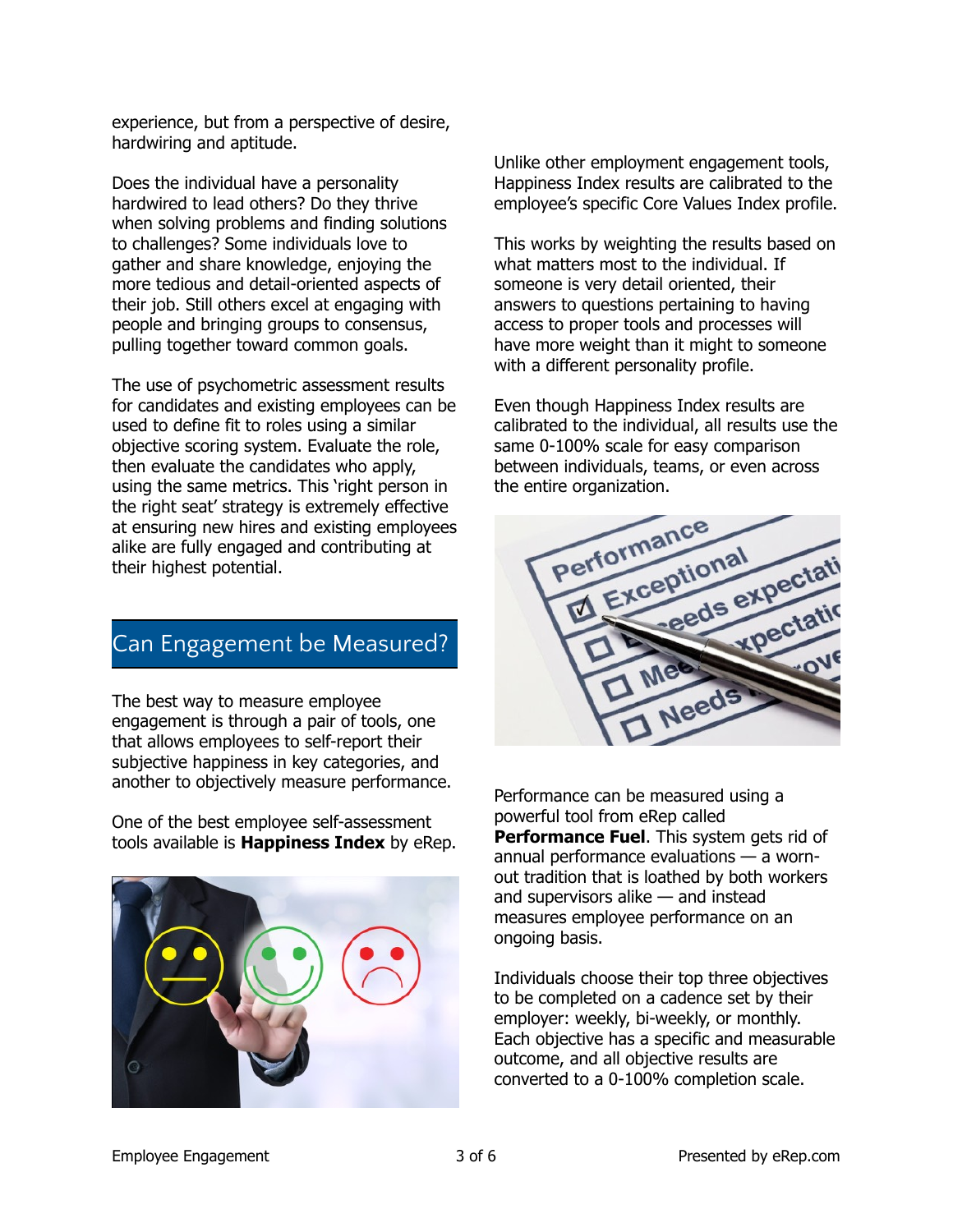experience, but from a perspective of desire, hardwiring and aptitude.

Does the individual have a personality hardwired to lead others? Do they thrive when solving problems and finding solutions to challenges? Some individuals love to gather and share knowledge, enjoying the more tedious and detail-oriented aspects of their job. Still others excel at engaging with people and bringing groups to consensus, pulling together toward common goals.

The use of psychometric assessment results for candidates and existing employees can be used to define fit to roles using a similar objective scoring system. Evaluate the role, then evaluate the candidates who apply, using the same metrics. This 'right person in the right seat' strategy is extremely effective at ensuring new hires and existing employees alike are fully engaged and contributing at their highest potential.

## Can Engagement be Measured?

The best way to measure employee engagement is through a pair of tools, one that allows employees to self-report their subjective happiness in key categories, and another to objectively measure performance.

One of the best employee self-assessment tools available is **Happiness Index** by eRep.

Unlike other employment engagement tools, Happiness Index results are calibrated to the employee's specific Core Values Index profile.

This works by weighting the results based on what matters most to the individual. If someone is very detail oriented, their answers to questions pertaining to having access to proper tools and processes will have more weight than it might to someone with a different personality profile.

Even though Happiness Index results are calibrated to the individual, all results use the same 0-100% scale for easy comparison between individuals, teams, or even across the entire organization.

Performance can be measured using a powerful tool from eRep called **Performance Fuel**. This system gets rid of annual performance evaluations — a worn-out tradition that is loathed by both workers and supervisors alike — and instead measures employee performance on an ongoing basis.

Individuals choose their top three objectives to be completed on a cadence set by their employer: weekly, bi-weekly, or monthly. Each objective has a specific and measurable outcome, and all objective results are converted to a 0-100% completion scale.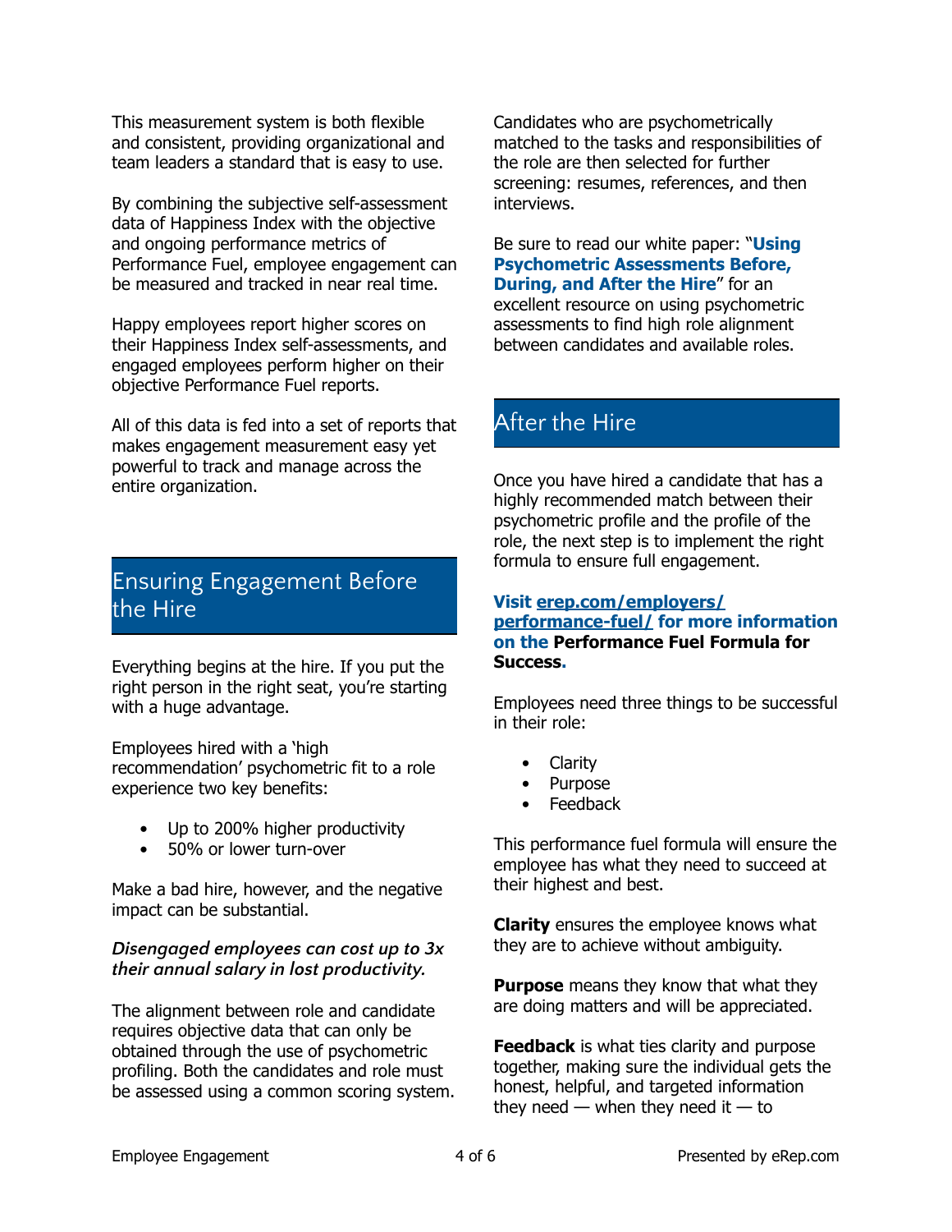This measurement system is both flexible and consistent, providing organizational and team leaders a standard that is easy to use.

By combining the subjective self-assessment data of Happiness Index with the objective and ongoing performance metrics of Performance Fuel, employee engagement can be measured and tracked in near real time.

Happy employees report higher scores on their Happiness Index self-assessments, and engaged employees perform higher on their objective Performance Fuel reports.

All of this data is fed into a set of reports that makes engagement measurement easy yet powerful to track and manage across the entire organization.

## Ensuring Engagement Before the Hire

Everything begins at the hire. If you put the right person in the right seat, you're starting with a huge advantage.

Employees hired with a 'high recommendation' psychometric fit to a role experience two key benefits:

- Up to 200% higher productivity
- 50% or lower turn-over

Make a bad hire, however, and the negative impact can be substantial.

***Disengaged employees can cost up to 3x their annual salary in lost productivity.***

The alignment between role and candidate requires objective data that can only be obtained through the use of psychometric profiling. Both the candidates and role must be assessed using a common scoring system. Candidates who are psychometrically matched to the tasks and responsibilities of the role are then selected for further screening: resumes, references, and then interviews.

Be sure to read our white paper: "**Using Psychometric Assessments Before, During, and After the Hire**" for an excellent resource on using psychometric assessments to find high role alignment between candidates and available roles.

## After the Hire

Once you have hired a candidate that has a highly recommended match between their psychometric profile and the profile of the role, the next step is to implement the right formula to ensure full engagement.

**Visit erep.com/employers/performance-fuel/ for more information on the Performance Fuel Formula for Success.**

Employees need three things to be successful in their role:

- Clarity
- Purpose
- Feedback

This performance fuel formula will ensure the employee has what they need to succeed at their highest and best.

**Clarity** ensures the employee knows what they are to achieve without ambiguity.

**Purpose** means they know that what they are doing matters and will be appreciated.

**Feedback** is what ties clarity and purpose together, making sure the individual gets the honest, helpful, and targeted information they need — when they need it — to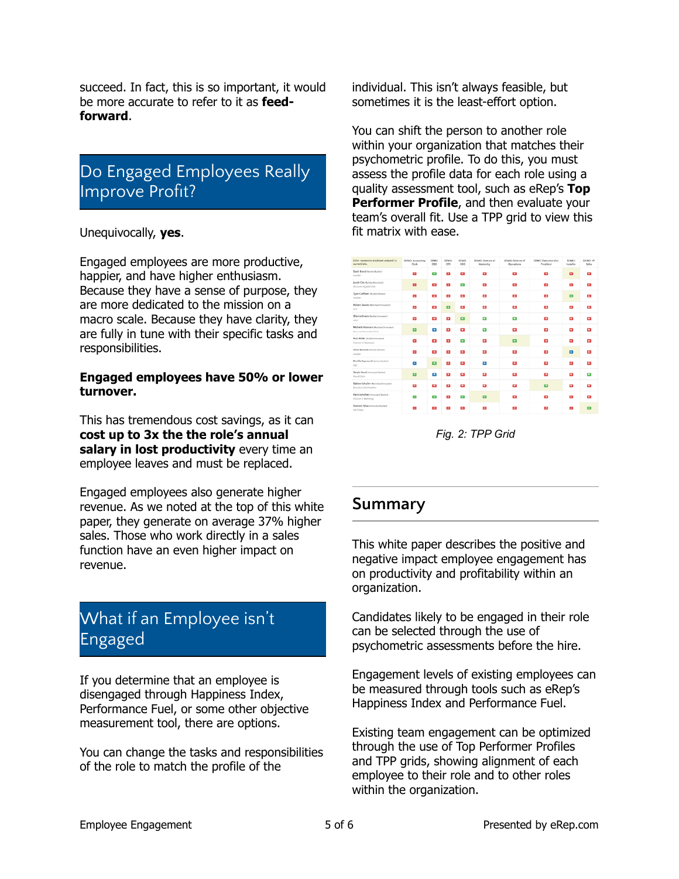succeed. In fact, this is so important, it would be more accurate to refer to it as **feed-forward**.

## Do Engaged Employees Really Improve Profit?

Unequivocally, **yes**.

Engaged employees are more productive, happier, and have higher enthusiasm. Because they have a sense of purpose, they are more dedicated to the mission on a macro scale. Because they have clarity, they are fully in tune with their specific tasks and responsibilities.

**Engaged employees have 50% or lower turnover.**

This has tremendous cost savings, as it can **cost up to 3x the the role's annual salary in lost productivity** every time an employee leaves and must be replaced.

Engaged employees also generate higher revenue. As we noted at the top of this white paper, they generate on average 37% higher sales. Those who work directly in a sales function have an even higher impact on revenue.

## What if an Employee isn't Engaged

If you determine that an employee is disengaged through Happiness Index, Performance Fuel, or some other objective measurement tool, there are options.

You can change the tasks and responsibilities of the role to match the profile of the individual. This isn't always feasible, but sometimes it is the least-effort option.

You can shift the person to another role within your organization that matches their psychometric profile. To do this, you must assess the profile data for each role using a quality assessment tool, such as eRep's **Top Performer Profile**, and then evaluate your team's overall fit. Use a TPP grid to view this fit matrix with ease.

*Fig. 2: TPP Grid*

## Summary

This white paper describes the positive and negative impact employee engagement has on productivity and profitability within an organization.

Candidates likely to be engaged in their role can be selected through the use of psychometric assessments before the hire.

Engagement levels of existing employees can be measured through tools such as eRep's Happiness Index and Performance Fuel.

Existing team engagement can be optimized through the use of Top Performer Profiles and TPP grids, showing alignment of each employee to their role and to other roles within the organization.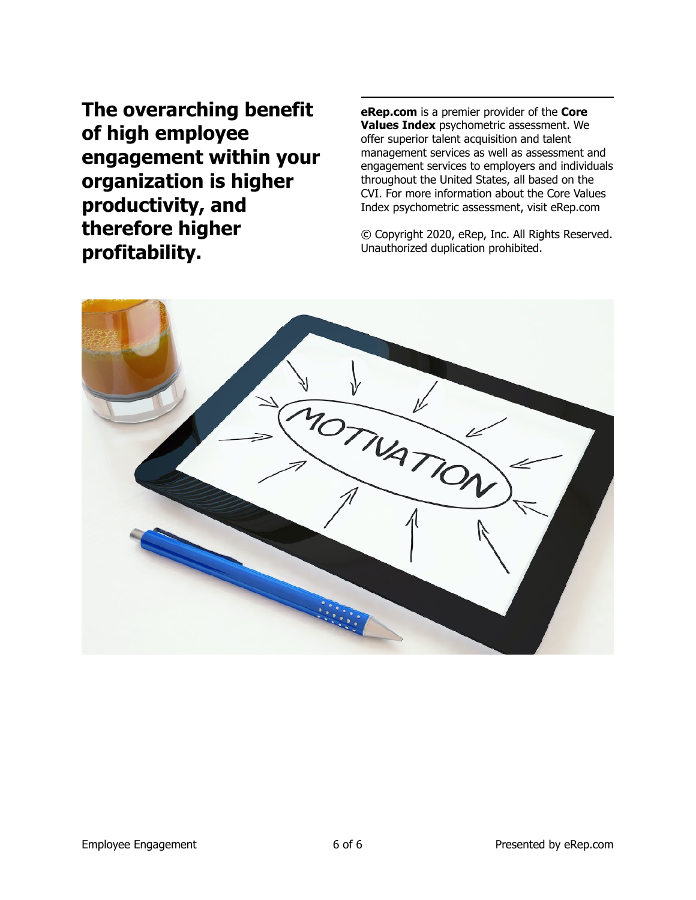**The overarching benefit of high employee engagement within your organization is higher productivity, and therefore higher profitability.**

**eRep.com** is a premier provider of the **Core Values Index** psychometric assessment. We offer superior talent acquisition and talent management services as well as assessment and engagement services to employers and individuals throughout the United States, all based on the CVI. For more information about the Core Values Index psychometric assessment, visit eRep.com

© Copyright 2020, eRep, Inc. All Rights Reserved. Unauthorized duplication prohibited.